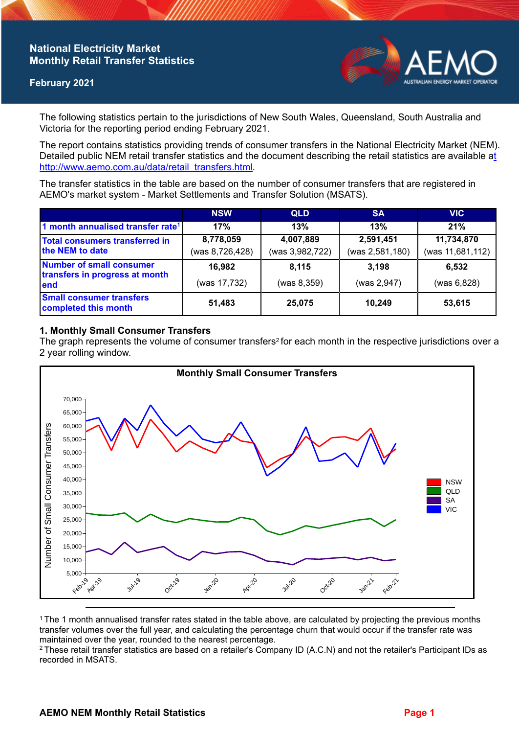# National Electricity Market Monthly Retail Transfer Statistics

**February 2021**

The following statistics pertain to the jurisdictions of New South Wales, Queensland, South Australia and Victoria for the reporting period ending February 2021.

The report contains statistics providing trends of consumer transfers in the National Electricity Market (NEM). Detailed public NEM retail transfer statistics and the document describing the retail statistics are available at http://www.aemo.com.au/data/retail_transfers.html.

The transfer statistics in the table are based on the number of consumer transfers that are registered in AEMO's market system - Market Settlements and Transfer Solution (MSATS).

| | NSW | QLD | SA | VIC |
|---|---|---|---|---|
| 1 month annualised transfer rate[1] | 17% | 13% | 13% | 21% |
| Total consumers transferred in the NEM to date | 8,778,059 (was 8,726,428) | 4,007,889 (was 3,982,722) | 2,591,451 (was 2,581,180) | 11,734,870 (was 11,681,112) |
| Number of small consumer transfers in progress at month end | 16,982 (was 17,732) | 8,115 (was 8,359) | 3,198 (was 2,947) | 6,532 (was 6,828) |
| Small consumer transfers completed this month | 51,483 | 25,075 | 10,249 | 53,615 |

## 1. Monthly Small Consumer Transfers

The graph represents the volume of consumer transfers[2] for each month in the respective jurisdictions over a 2 year rolling window.

[1] The 1 month annualised transfer rates stated in the table above, are calculated by projecting the previous months transfer volumes over the full year, and calculating the percentage churn that would occur if the transfer rate was maintained over the year, rounded to the nearest percentage.

[2] These retail transfer statistics are based on a retailer's Company ID (A.C.N) and not the retailer's Participant IDs as recorded in MSATS.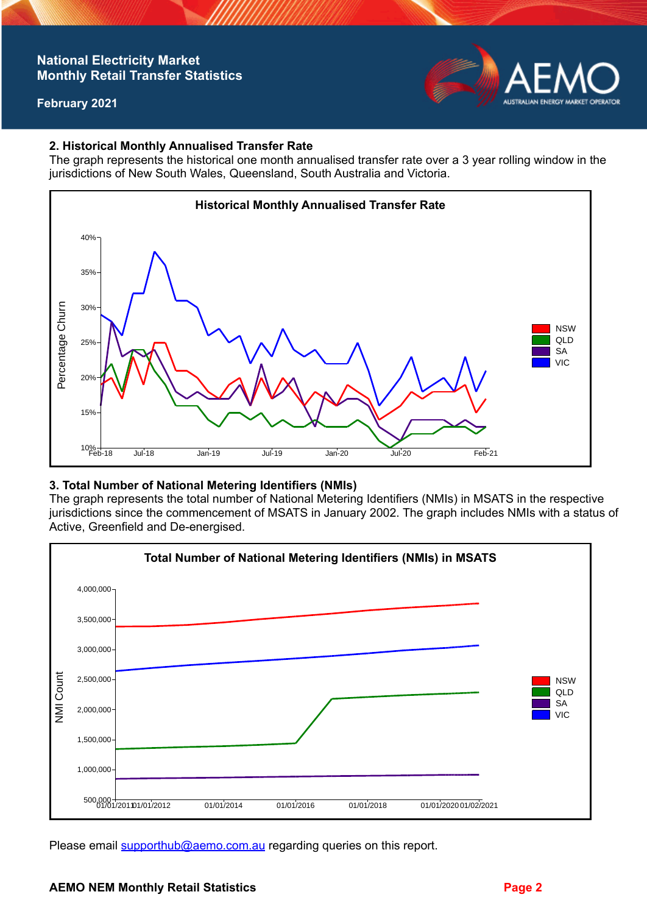## 2. Historical Monthly Annualised Transfer Rate

The graph represents the historical one month annualised transfer rate over a 3 year rolling window in the jurisdictions of New South Wales, Queensland, South Australia and Victoria.

Historical Monthly Annualised Transfer Rate

Percentage Churn

40%
35%
30%
25%
20%
15%
10%

Feb-18 Jul-18 Jan-19 Jul-19 Jan-20 Jul-20 Feb-21

NSW
QLD
SA
VIC

## 3. Total Number of National Metering Identifiers (NMIs)

The graph represents the total number of National Metering Identifiers (NMIs) in MSATS in the respective jurisdictions since the commencement of MSATS in January 2002. The graph includes NMIs with a status of Active, Greenfield and De-energised.

Total Number of National Metering Identifiers (NMIs) in MSATS

NMI Count

4,000,000
3,500,000
3,000,000
2,500,000
2,000,000
1,500,000
1,000,000
500,000

01/01/2011 01/01/2012 01/01/2014 01/01/2016 01/01/2018 01/01/2020 01/02/2021

NSW
QLD
SA
VIC

Please email supporthub@aemo.com.au regarding queries on this report.